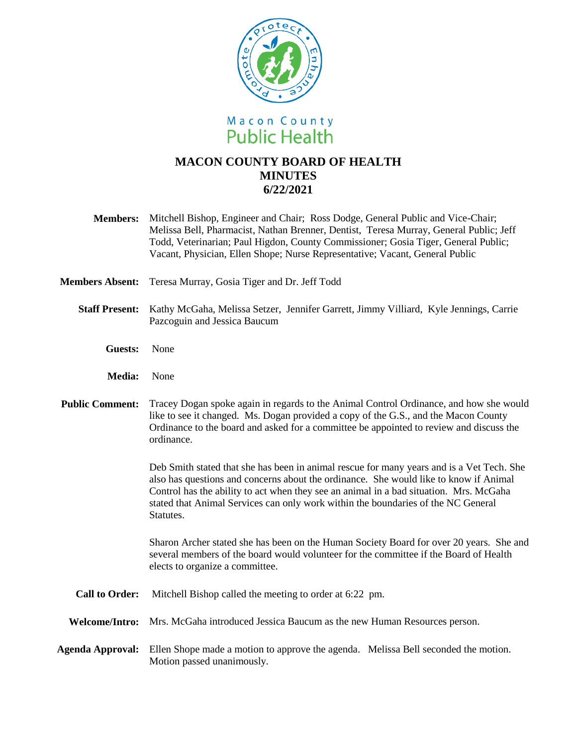Macon County
Public Health

# MACON COUNTY BOARD OF HEALTH MINUTES 6/22/2021

**Members:** Mitchell Bishop, Engineer and Chair; Ross Dodge, General Public and Vice-Chair; Melissa Bell, Pharmacist, Nathan Brenner, Dentist, Teresa Murray, General Public; Jeff Todd, Veterinarian; Paul Higdon, County Commissioner; Gosia Tiger, General Public; Vacant, Physician, Ellen Shope; Nurse Representative; Vacant, General Public

**Members Absent:** Teresa Murray, Gosia Tiger and Dr. Jeff Todd

**Staff Present:** Kathy McGaha, Melissa Setzer, Jennifer Garrett, Jimmy Villiard, Kyle Jennings, Carrie Pazcoguin and Jessica Baucum

**Guests:** None

**Media:** None

**Public Comment:** Tracey Dogan spoke again in regards to the Animal Control Ordinance, and how she would like to see it changed. Ms. Dogan provided a copy of the G.S., and the Macon County Ordinance to the board and asked for a committee be appointed to review and discuss the ordinance.

Deb Smith stated that she has been in animal rescue for many years and is a Vet Tech. She also has questions and concerns about the ordinance. She would like to know if Animal Control has the ability to act when they see an animal in a bad situation. Mrs. McGaha stated that Animal Services can only work within the boundaries of the NC General Statutes.

Sharon Archer stated she has been on the Human Society Board for over 20 years. She and several members of the board would volunteer for the committee if the Board of Health elects to organize a committee.

**Call to Order:** Mitchell Bishop called the meeting to order at 6:22 pm.

**Welcome/Intro:** Mrs. McGaha introduced Jessica Baucum as the new Human Resources person.

**Agenda Approval:** Ellen Shope made a motion to approve the agenda. Melissa Bell seconded the motion. Motion passed unanimously.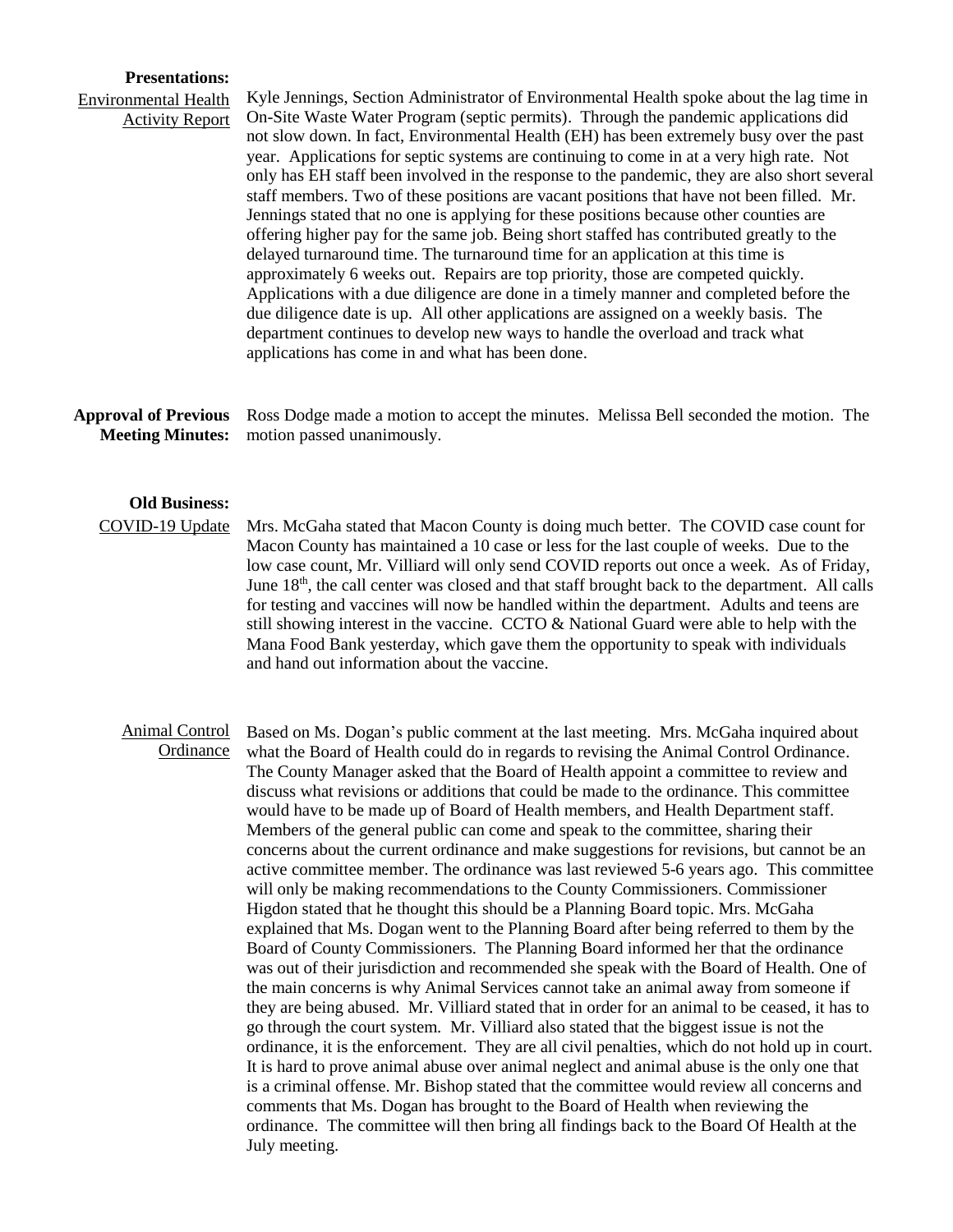**Presentations:**

Environmental Health Activity Report

Kyle Jennings, Section Administrator of Environmental Health spoke about the lag time in On-Site Waste Water Program (septic permits). Through the pandemic applications did not slow down. In fact, Environmental Health (EH) has been extremely busy over the past year. Applications for septic systems are continuing to come in at a very high rate. Not only has EH staff been involved in the response to the pandemic, they are also short several staff members. Two of these positions are vacant positions that have not been filled. Mr. Jennings stated that no one is applying for these positions because other counties are offering higher pay for the same job. Being short staffed has contributed greatly to the delayed turnaround time. The turnaround time for an application at this time is approximately 6 weeks out. Repairs are top priority, those are competed quickly. Applications with a due diligence are done in a timely manner and completed before the due diligence date is up. All other applications are assigned on a weekly basis. The department continues to develop new ways to handle the overload and track what applications has come in and what has been done.

**Approval of Previous Meeting Minutes:**

Ross Dodge made a motion to accept the minutes. Melissa Bell seconded the motion. The motion passed unanimously.

**Old Business:**

COVID-19 Update

Mrs. McGaha stated that Macon County is doing much better. The COVID case count for Macon County has maintained a 10 case or less for the last couple of weeks. Due to the low case count, Mr. Villiard will only send COVID reports out once a week. As of Friday, June 18th, the call center was closed and that staff brought back to the department. All calls for testing and vaccines will now be handled within the department. Adults and teens are still showing interest in the vaccine. CCTO & National Guard were able to help with the Mana Food Bank yesterday, which gave them the opportunity to speak with individuals and hand out information about the vaccine.

Animal Control Ordinance

Based on Ms. Dogan's public comment at the last meeting. Mrs. McGaha inquired about what the Board of Health could do in regards to revising the Animal Control Ordinance. The County Manager asked that the Board of Health appoint a committee to review and discuss what revisions or additions that could be made to the ordinance. This committee would have to be made up of Board of Health members, and Health Department staff. Members of the general public can come and speak to the committee, sharing their concerns about the current ordinance and make suggestions for revisions, but cannot be an active committee member. The ordinance was last reviewed 5-6 years ago. This committee will only be making recommendations to the County Commissioners. Commissioner Higdon stated that he thought this should be a Planning Board topic. Mrs. McGaha explained that Ms. Dogan went to the Planning Board after being referred to them by the Board of County Commissioners. The Planning Board informed her that the ordinance was out of their jurisdiction and recommended she speak with the Board of Health. One of the main concerns is why Animal Services cannot take an animal away from someone if they are being abused. Mr. Villiard stated that in order for an animal to be ceased, it has to go through the court system. Mr. Villiard also stated that the biggest issue is not the ordinance, it is the enforcement. They are all civil penalties, which do not hold up in court. It is hard to prove animal abuse over animal neglect and animal abuse is the only one that is a criminal offense. Mr. Bishop stated that the committee would review all concerns and comments that Ms. Dogan has brought to the Board of Health when reviewing the ordinance. The committee will then bring all findings back to the Board Of Health at the July meeting.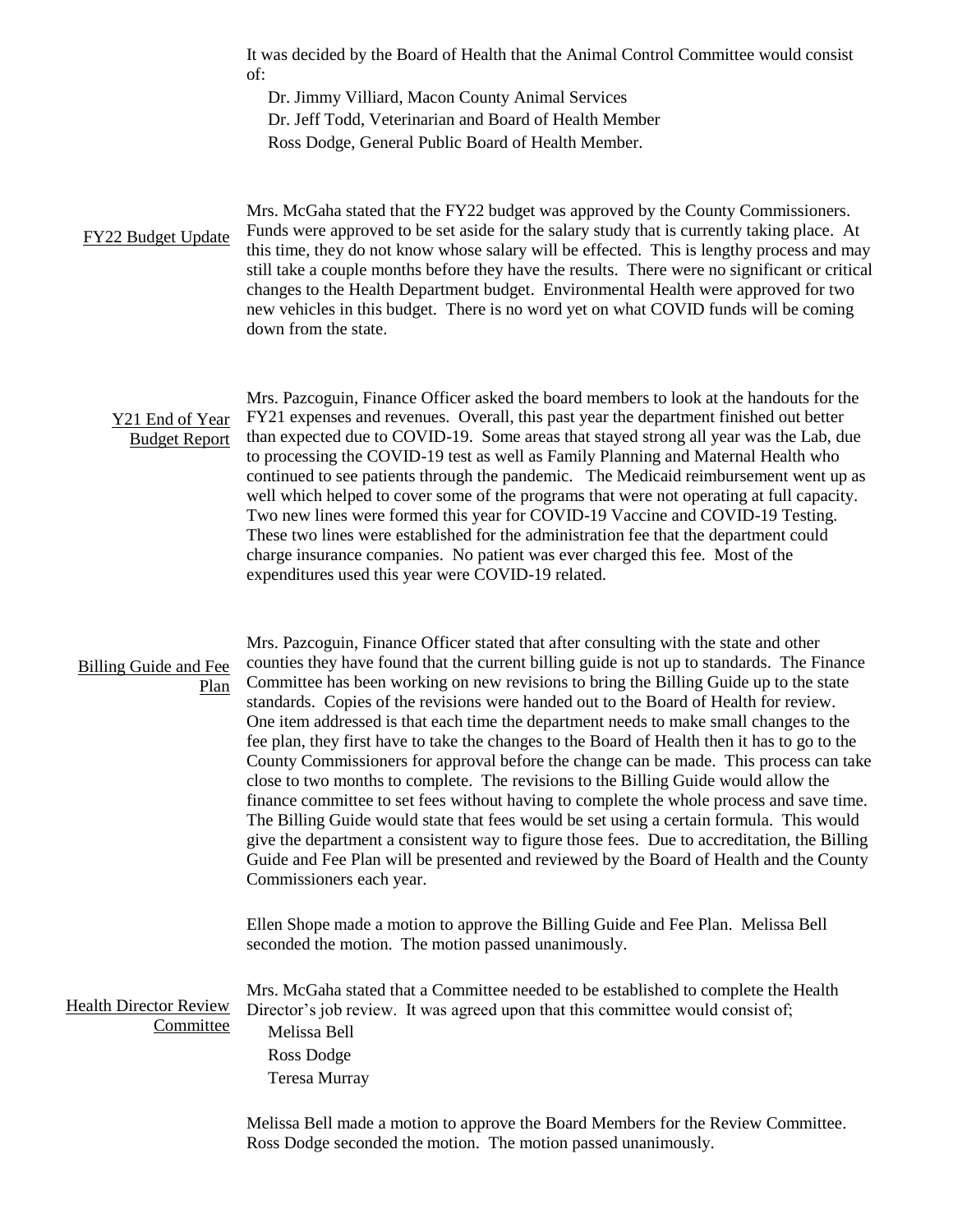It was decided by the Board of Health that the Animal Control Committee would consist of:

Dr. Jimmy Villiard, Macon County Animal Services
Dr. Jeff Todd, Veterinarian and Board of Health Member
Ross Dodge, General Public Board of Health Member.

<u>FY22 Budget Update</u>

Mrs. McGaha stated that the FY22 budget was approved by the County Commissioners. Funds were approved to be set aside for the salary study that is currently taking place. At this time, they do not know whose salary will be effected. This is lengthy process and may still take a couple months before they have the results. There were no significant or critical changes to the Health Department budget. Environmental Health were approved for two new vehicles in this budget. There is no word yet on what COVID funds will be coming down from the state.

<u>Y21 End of Year Budget Report</u>

Mrs. Pazcoguin, Finance Officer asked the board members to look at the handouts for the FY21 expenses and revenues. Overall, this past year the department finished out better than expected due to COVID-19. Some areas that stayed strong all year was the Lab, due to processing the COVID-19 test as well as Family Planning and Maternal Health who continued to see patients through the pandemic. The Medicaid reimbursement went up as well which helped to cover some of the programs that were not operating at full capacity. Two new lines were formed this year for COVID-19 Vaccine and COVID-19 Testing. These two lines were established for the administration fee that the department could charge insurance companies. No patient was ever charged this fee. Most of the expenditures used this year were COVID-19 related.

<u>Billing Guide and Fee Plan</u>

Mrs. Pazcoguin, Finance Officer stated that after consulting with the state and other counties they have found that the current billing guide is not up to standards. The Finance Committee has been working on new revisions to bring the Billing Guide up to the state standards. Copies of the revisions were handed out to the Board of Health for review. One item addressed is that each time the department needs to make small changes to the fee plan, they first have to take the changes to the Board of Health then it has to go to the County Commissioners for approval before the change can be made. This process can take close to two months to complete. The revisions to the Billing Guide would allow the finance committee to set fees without having to complete the whole process and save time. The Billing Guide would state that fees would be set using a certain formula. This would give the department a consistent way to figure those fees. Due to accreditation, the Billing Guide and Fee Plan will be presented and reviewed by the Board of Health and the County Commissioners each year.

Ellen Shope made a motion to approve the Billing Guide and Fee Plan. Melissa Bell seconded the motion. The motion passed unanimously.

<u>Health Director Review Committee</u>

Mrs. McGaha stated that a Committee needed to be established to complete the Health Director's job review. It was agreed upon that this committee would consist of;

Melissa Bell
Ross Dodge
Teresa Murray

Melissa Bell made a motion to approve the Board Members for the Review Committee. Ross Dodge seconded the motion. The motion passed unanimously.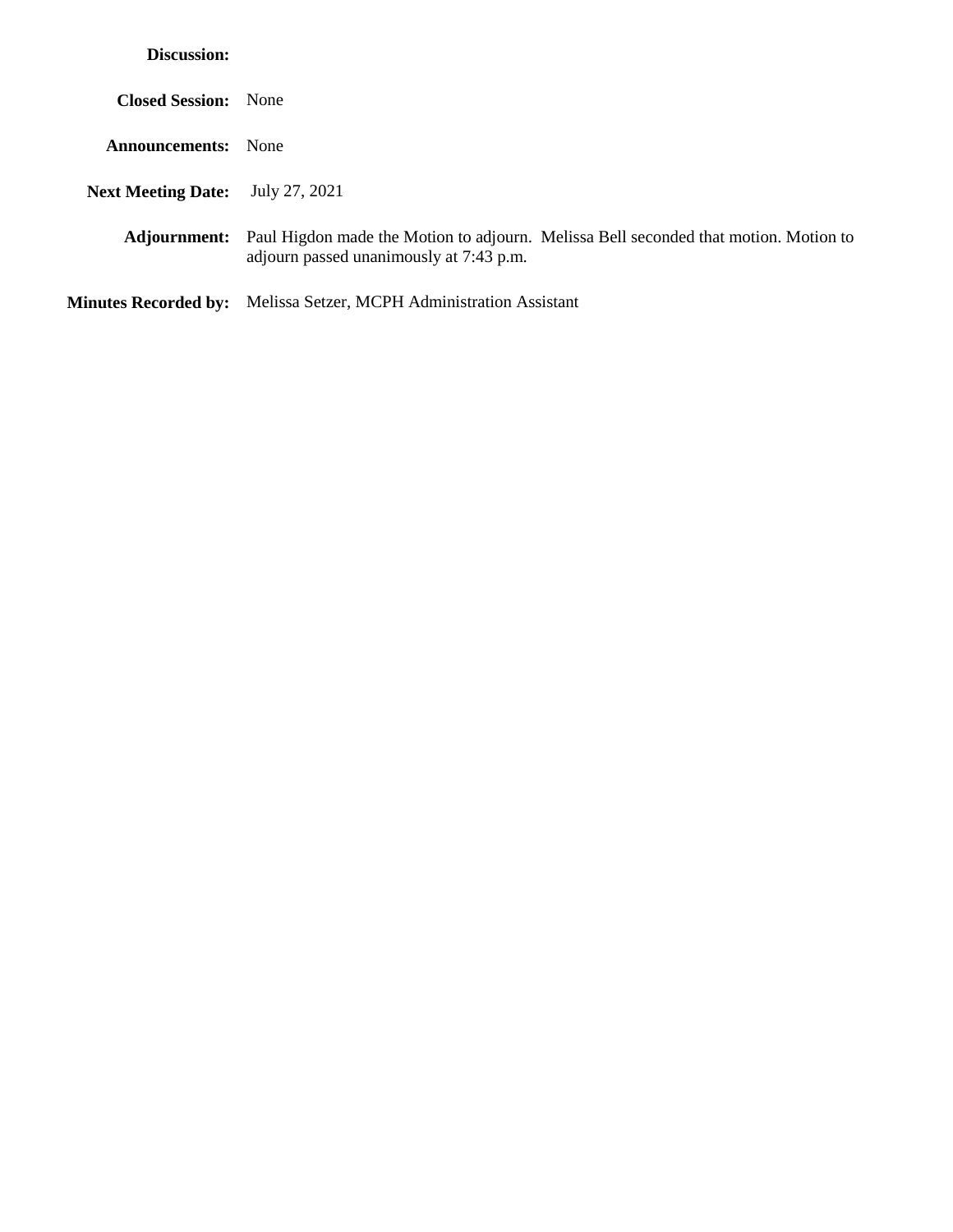**Discussion:**

**Closed Session:** None

**Announcements:** None

**Next Meeting Date:** July 27, 2021

**Adjournment:** Paul Higdon made the Motion to adjourn. Melissa Bell seconded that motion. Motion to adjourn passed unanimously at 7:43 p.m.

**Minutes Recorded by:** Melissa Setzer, MCPH Administration Assistant